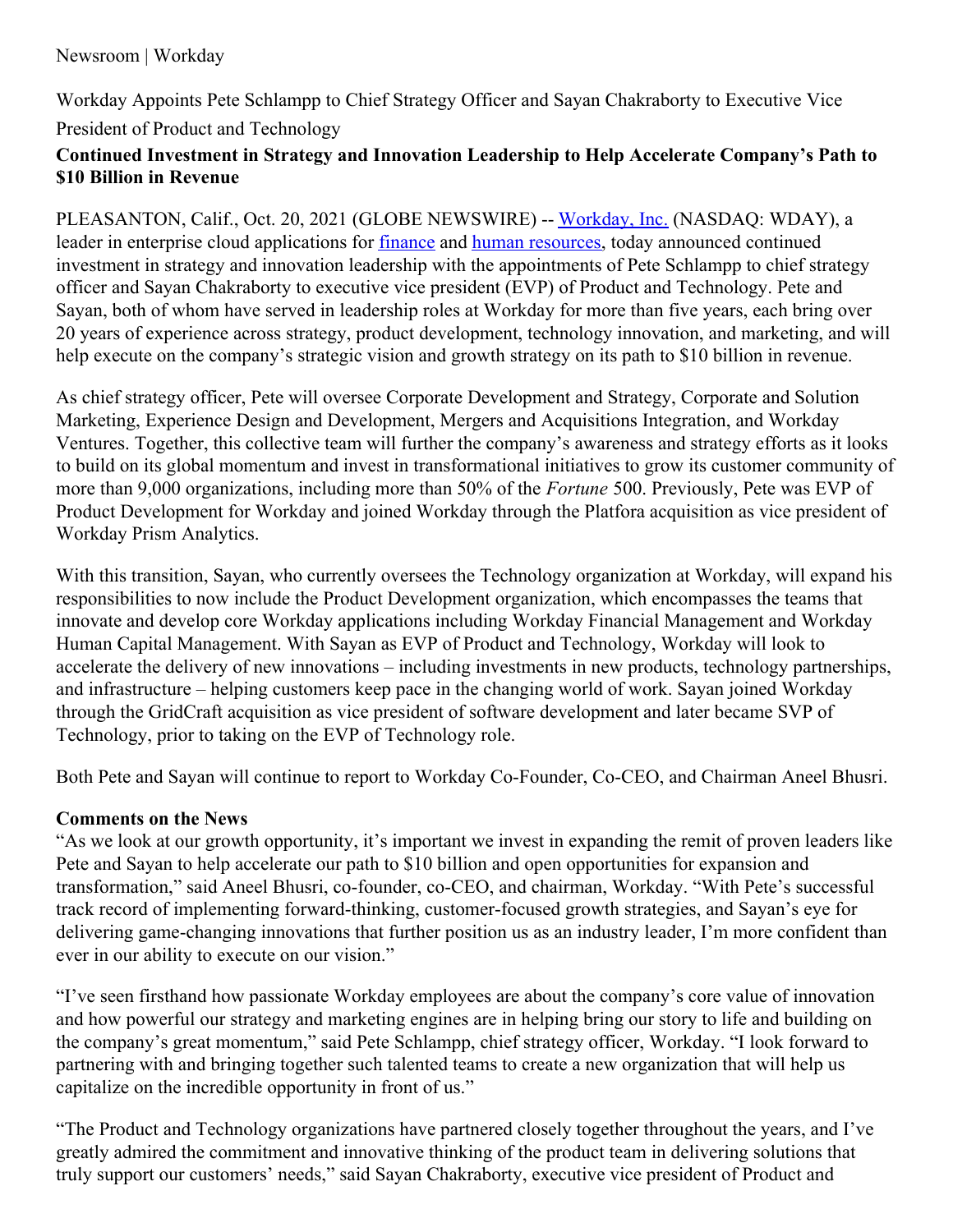Newsroom | Workday

# Workday Appoints Pete Schlampp to Chief Strategy Officer and Sayan Chakraborty to Executive Vice President of Product and Technology

**Continued Investment in Strategy and Innovation Leadership to Help Accelerate Company's Path to $10 Billion in Revenue**

PLEASANTON, Calif., Oct. 20, 2021 (GLOBE NEWSWIRE) -- [Workday, Inc.](#) (NASDAQ: WDAY), a leader in enterprise cloud applications for [finance](#) and [human resources](#), today announced continued investment in strategy and innovation leadership with the appointments of Pete Schlampp to chief strategy officer and Sayan Chakraborty to executive vice president (EVP) of Product and Technology. Pete and Sayan, both of whom have served in leadership roles at Workday for more than five years, each bring over 20 years of experience across strategy, product development, technology innovation, and marketing, and will help execute on the company's strategic vision and growth strategy on its path to $10 billion in revenue.

As chief strategy officer, Pete will oversee Corporate Development and Strategy, Corporate and Solution Marketing, Experience Design and Development, Mergers and Acquisitions Integration, and Workday Ventures. Together, this collective team will further the company's awareness and strategy efforts as it looks to build on its global momentum and invest in transformational initiatives to grow its customer community of more than 9,000 organizations, including more than 50% of the *Fortune* 500. Previously, Pete was EVP of Product Development for Workday and joined Workday through the Platfora acquisition as vice president of Workday Prism Analytics.

With this transition, Sayan, who currently oversees the Technology organization at Workday, will expand his responsibilities to now include the Product Development organization, which encompasses the teams that innovate and develop core Workday applications including Workday Financial Management and Workday Human Capital Management. With Sayan as EVP of Product and Technology, Workday will look to accelerate the delivery of new innovations – including investments in new products, technology partnerships, and infrastructure – helping customers keep pace in the changing world of work. Sayan joined Workday through the GridCraft acquisition as vice president of software development and later became SVP of Technology, prior to taking on the EVP of Technology role.

Both Pete and Sayan will continue to report to Workday Co-Founder, Co-CEO, and Chairman Aneel Bhusri.

**Comments on the News**

"As we look at our growth opportunity, it's important we invest in expanding the remit of proven leaders like Pete and Sayan to help accelerate our path to $10 billion and open opportunities for expansion and transformation," said Aneel Bhusri, co-founder, co-CEO, and chairman, Workday. "With Pete's successful track record of implementing forward-thinking, customer-focused growth strategies, and Sayan's eye for delivering game-changing innovations that further position us as an industry leader, I'm more confident than ever in our ability to execute on our vision."

"I've seen firsthand how passionate Workday employees are about the company's core value of innovation and how powerful our strategy and marketing engines are in helping bring our story to life and building on the company's great momentum," said Pete Schlampp, chief strategy officer, Workday. "I look forward to partnering with and bringing together such talented teams to create a new organization that will help us capitalize on the incredible opportunity in front of us."

"The Product and Technology organizations have partnered closely together throughout the years, and I've greatly admired the commitment and innovative thinking of the product team in delivering solutions that truly support our customers' needs," said Sayan Chakraborty, executive vice president of Product and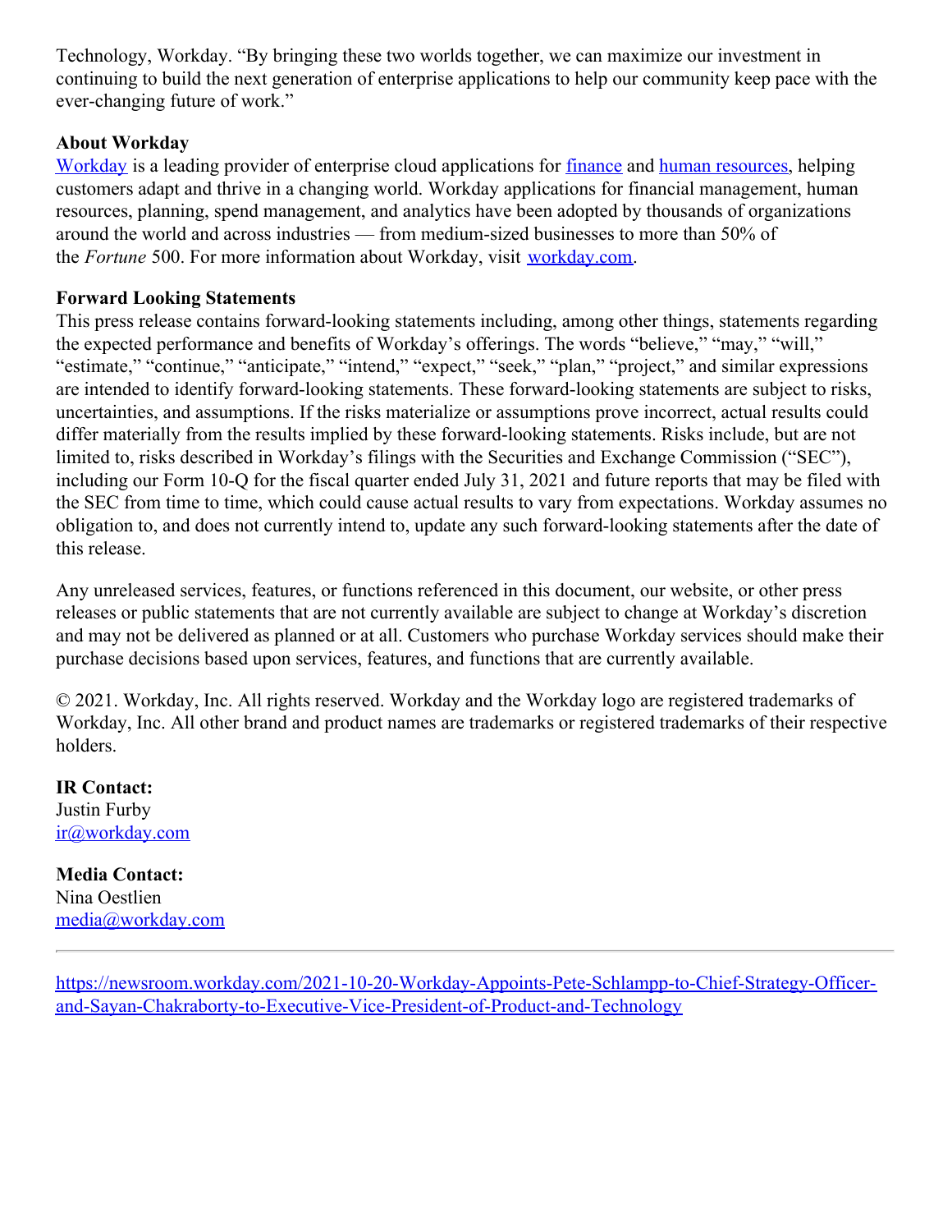Technology, Workday. “By bringing these two worlds together, we can maximize our investment in continuing to build the next generation of enterprise applications to help our community keep pace with the ever-changing future of work.”

**About Workday**
Workday is a leading provider of enterprise cloud applications for finance and human resources, helping customers adapt and thrive in a changing world. Workday applications for financial management, human resources, planning, spend management, and analytics have been adopted by thousands of organizations around the world and across industries — from medium-sized businesses to more than 50% of the *Fortune* 500. For more information about Workday, visit workday.com.

**Forward Looking Statements**
This press release contains forward-looking statements including, among other things, statements regarding the expected performance and benefits of Workday’s offerings. The words “believe,” “may,” “will,” “estimate,” “continue,” “anticipate,” “intend,” “expect,” “seek,” “plan,” “project,” and similar expressions are intended to identify forward-looking statements. These forward-looking statements are subject to risks, uncertainties, and assumptions. If the risks materialize or assumptions prove incorrect, actual results could differ materially from the results implied by these forward-looking statements. Risks include, but are not limited to, risks described in Workday’s filings with the Securities and Exchange Commission (“SEC”), including our Form 10-Q for the fiscal quarter ended July 31, 2021 and future reports that may be filed with the SEC from time to time, which could cause actual results to vary from expectations. Workday assumes no obligation to, and does not currently intend to, update any such forward-looking statements after the date of this release.

Any unreleased services, features, or functions referenced in this document, our website, or other press releases or public statements that are not currently available are subject to change at Workday’s discretion and may not be delivered as planned or at all. Customers who purchase Workday services should make their purchase decisions based upon services, features, and functions that are currently available.

© 2021. Workday, Inc. All rights reserved. Workday and the Workday logo are registered trademarks of Workday, Inc. All other brand and product names are trademarks or registered trademarks of their respective holders.

**IR Contact:**
Justin Furby
ir@workday.com

**Media Contact:**
Nina Oestlien
media@workday.com

---

https://newsroom.workday.com/2021-10-20-Workday-Appoints-Pete-Schlampp-to-Chief-Strategy-Officer-and-Sayan-Chakraborty-to-Executive-Vice-President-of-Product-and-Technology